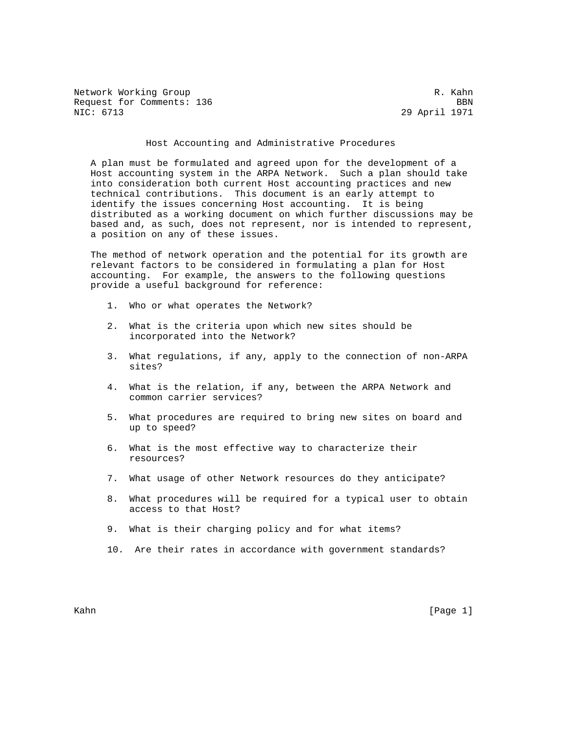Network Working Group R. Kahn
Request for Comments: 136 BBN
NIC: 6713 29 April 1971

# Host Accounting and Administrative Procedures

A plan must be formulated and agreed upon for the development of a Host accounting system in the ARPA Network. Such a plan should take into consideration both current Host accounting practices and new technical contributions. This document is an early attempt to identify the issues concerning Host accounting. It is being distributed as a working document on which further discussions may be based and, as such, does not represent, nor is intended to represent, a position on any of these issues.

The method of network operation and the potential for its growth are relevant factors to be considered in formulating a plan for Host accounting. For example, the answers to the following questions provide a useful background for reference:

1. Who or what operates the Network?
2. What is the criteria upon which new sites should be incorporated into the Network?
3. What regulations, if any, apply to the connection of non-ARPA sites?
4. What is the relation, if any, between the ARPA Network and common carrier services?
5. What procedures are required to bring new sites on board and up to speed?
6. What is the most effective way to characterize their resources?
7. What usage of other Network resources do they anticipate?
8. What procedures will be required for a typical user to obtain access to that Host?
9. What is their charging policy and for what items?
10. Are their rates in accordance with government standards?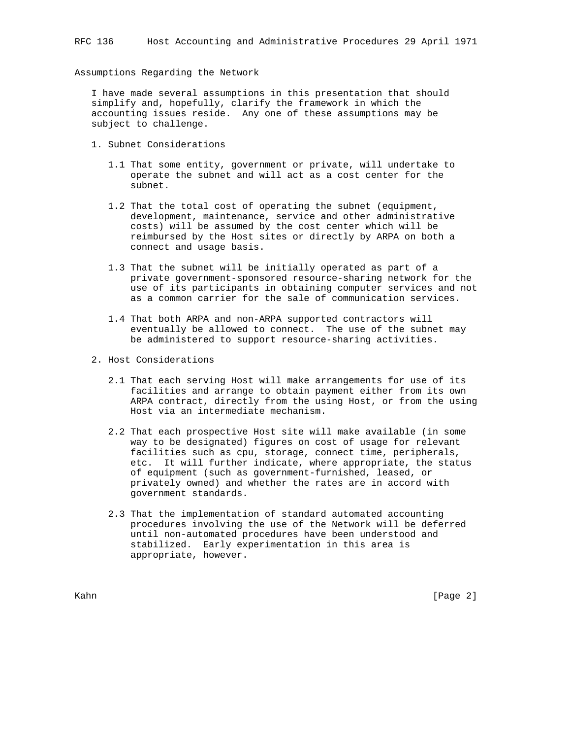## Assumptions Regarding the Network

I have made several assumptions in this presentation that should simplify and, hopefully, clarify the framework in which the accounting issues reside. Any one of these assumptions may be subject to challenge.

1. Subnet Considerations

   1.1 That some entity, government or private, will undertake to operate the subnet and will act as a cost center for the subnet.

   1.2 That the total cost of operating the subnet (equipment, development, maintenance, service and other administrative costs) will be assumed by the cost center which will be reimbursed by the Host sites or directly by ARPA on both a connect and usage basis.

   1.3 That the subnet will be initially operated as part of a private government-sponsored resource-sharing network for the use of its participants in obtaining computer services and not as a common carrier for the sale of communication services.

   1.4 That both ARPA and non-ARPA supported contractors will eventually be allowed to connect. The use of the subnet may be administered to support resource-sharing activities.

2. Host Considerations

   2.1 That each serving Host will make arrangements for use of its facilities and arrange to obtain payment either from its own ARPA contract, directly from the using Host, or from the using Host via an intermediate mechanism.

   2.2 That each prospective Host site will make available (in some way to be designated) figures on cost of usage for relevant facilities such as cpu, storage, connect time, peripherals, etc. It will further indicate, where appropriate, the status of equipment (such as government-furnished, leased, or privately owned) and whether the rates are in accord with government standards.

   2.3 That the implementation of standard automated accounting procedures involving the use of the Network will be deferred until non-automated procedures have been understood and stabilized. Early experimentation in this area is appropriate, however.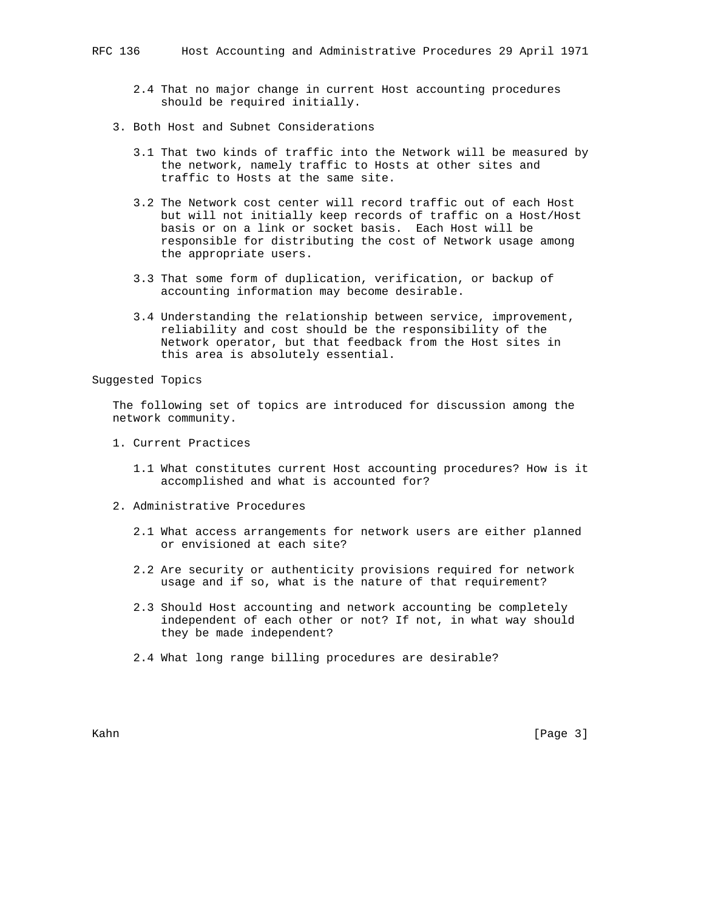2.4 That no major change in current Host accounting procedures should be required initially.

3. Both Host and Subnet Considerations

3.1 That two kinds of traffic into the Network will be measured by the network, namely traffic to Hosts at other sites and traffic to Hosts at the same site.

3.2 The Network cost center will record traffic out of each Host but will not initially keep records of traffic on a Host/Host basis or on a link or socket basis. Each Host will be responsible for distributing the cost of Network usage among the appropriate users.

3.3 That some form of duplication, verification, or backup of accounting information may become desirable.

3.4 Understanding the relationship between service, improvement, reliability and cost should be the responsibility of the Network operator, but that feedback from the Host sites in this area is absolutely essential.

## Suggested Topics

The following set of topics are introduced for discussion among the network community.

1. Current Practices

1.1 What constitutes current Host accounting procedures? How is it accomplished and what is accounted for?

2. Administrative Procedures

2.1 What access arrangements for network users are either planned or envisioned at each site?

2.2 Are security or authenticity provisions required for network usage and if so, what is the nature of that requirement?

2.3 Should Host accounting and network accounting be completely independent of each other or not? If not, in what way should they be made independent?

2.4 What long range billing procedures are desirable?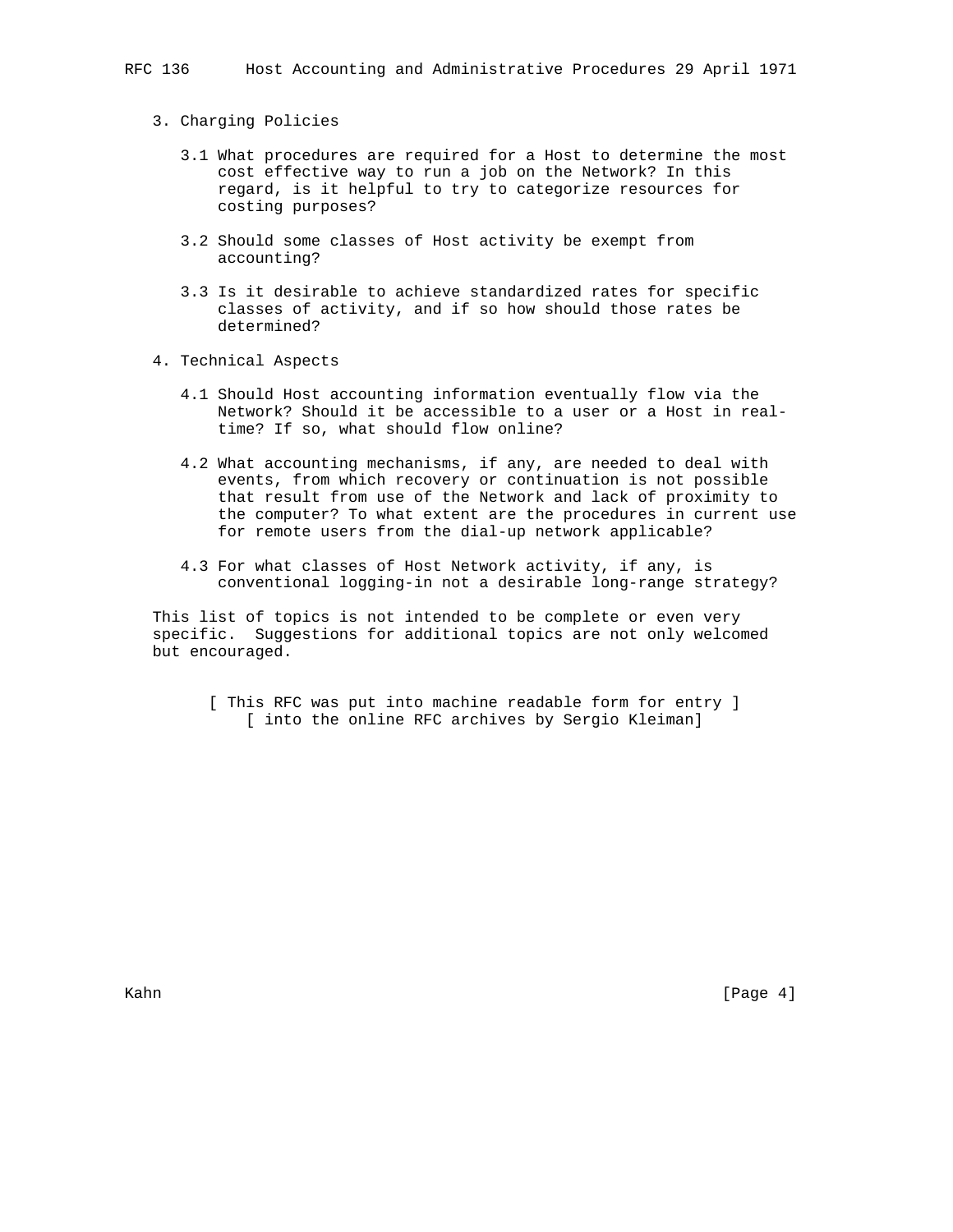3. Charging Policies

   3.1 What procedures are required for a Host to determine the most cost effective way to run a job on the Network? In this regard, is it helpful to try to categorize resources for costing purposes?

   3.2 Should some classes of Host activity be exempt from accounting?

   3.3 Is it desirable to achieve standardized rates for specific classes of activity, and if so how should those rates be determined?

4. Technical Aspects

   4.1 Should Host accounting information eventually flow via the Network? Should it be accessible to a user or a Host in real-time? If so, what should flow online?

   4.2 What accounting mechanisms, if any, are needed to deal with events, from which recovery or continuation is not possible that result from use of the Network and lack of proximity to the computer? To what extent are the procedures in current use for remote users from the dial-up network applicable?

   4.3 For what classes of Host Network activity, if any, is conventional logging-in not a desirable long-range strategy?

This list of topics is not intended to be complete or even very specific. Suggestions for additional topics are not only welcomed but encouraged.

[ This RFC was put into machine readable form for entry ]
[ into the online RFC archives by Sergio Kleiman]